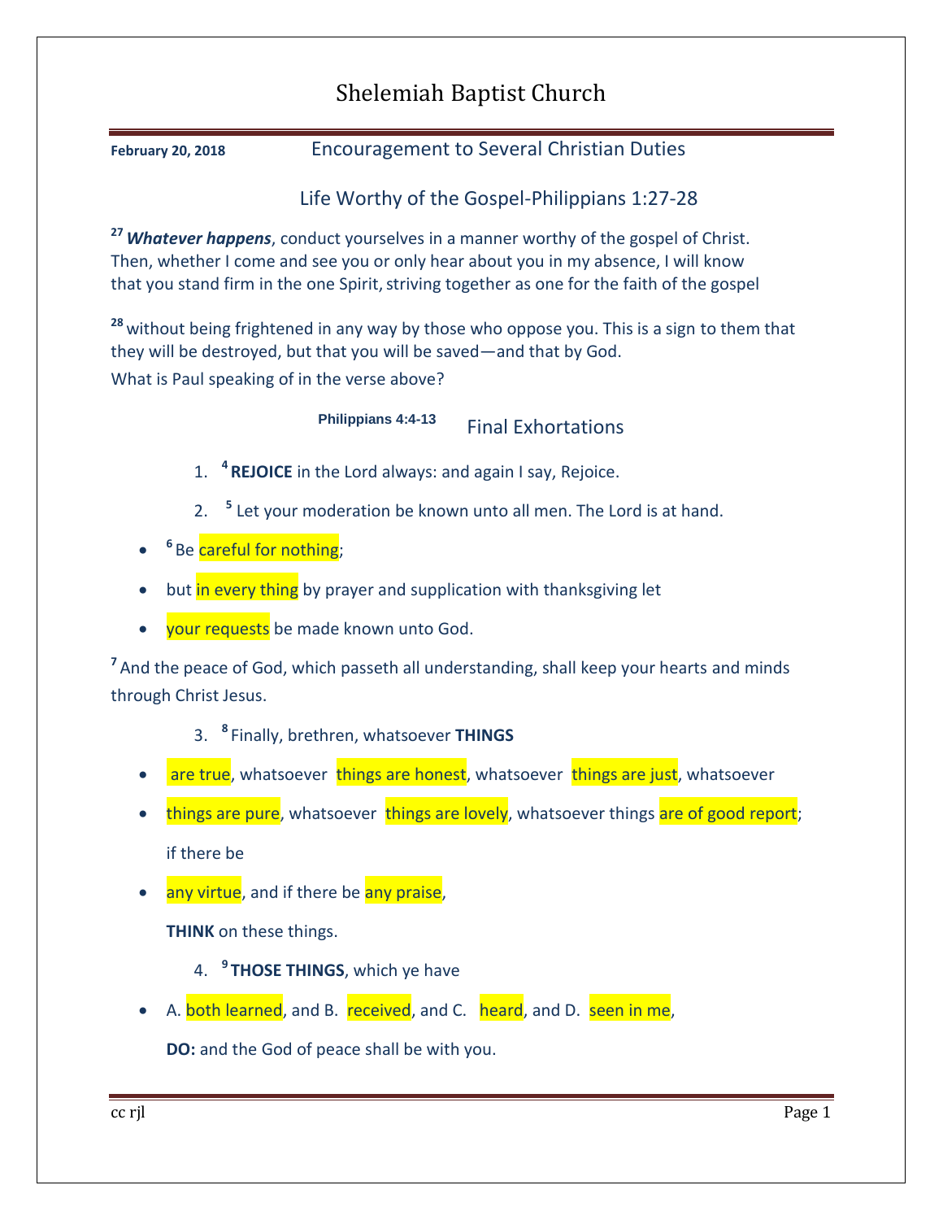# Shelemiah Baptist Church

**February 20, 2018** Encouragement to Several Christian Duties

## Life Worthy of the Gospel-Philippians 1:27-28

[27] ***Whatever happens***, conduct yourselves in a manner worthy of the gospel of Christ. Then, whether I come and see you or only hear about you in my absence, I will know that you stand firm in the one Spirit, striving together as one for the faith of the gospel

[28] without being frightened in any way by those who oppose you. This is a sign to them that they will be destroyed, but that you will be saved—and that by God.

What is Paul speaking of in the verse above?

**Philippians 4:4-13** Final Exhortations

1. [4] **REJOICE** in the Lord always: and again I say, Rejoice.
2. [5] Let your moderation be known unto all men. The Lord is at hand.

- [6] Be careful for nothing;
- but in every thing by prayer and supplication with thanksgiving let
- your requests be made known unto God.

[7] And the peace of God, which passeth all understanding, shall keep your hearts and minds through Christ Jesus.

3. [8] Finally, brethren, whatsoever **THINGS**

- are true, whatsoever things are honest, whatsoever things are just, whatsoever
- things are pure, whatsoever things are lovely, whatsoever things are of good report;

  if there be

- any virtue, and if there be any praise,

  **THINK** on these things.

4. [9] **THOSE THINGS**, which ye have

- A. both learned, and B. received, and C. heard, and D. seen in me,

  **DO:** and the God of peace shall be with you.

cc rjl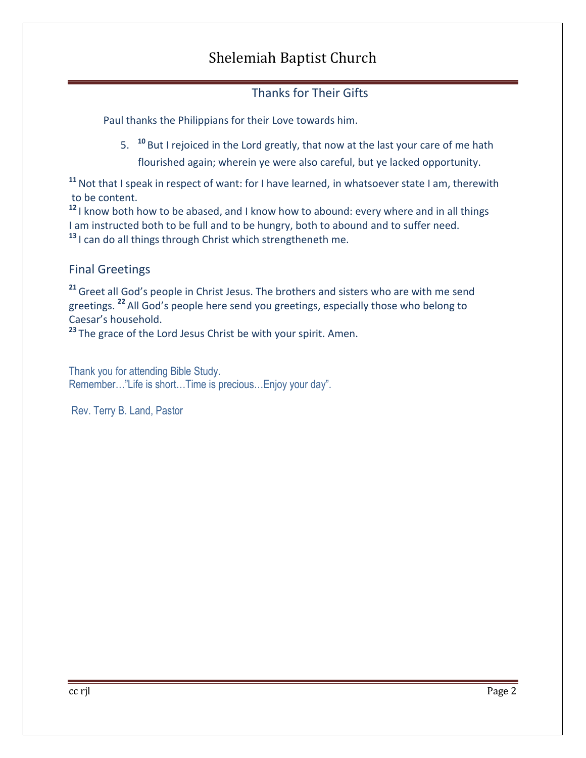Shelemiah Baptist Church

## Thanks for Their Gifts

Paul thanks the Philippians for their Love towards him.

5. [10] But I rejoiced in the Lord greatly, that now at the last your care of me hath flourished again; wherein ye were also careful, but ye lacked opportunity.

[11] Not that I speak in respect of want: for I have learned, in whatsoever state I am, therewith to be content.
[12] I know both how to be abased, and I know how to abound: every where and in all things I am instructed both to be full and to be hungry, both to abound and to suffer need.
[13] I can do all things through Christ which strengtheneth me.

## Final Greetings

[21] Greet all God's people in Christ Jesus. The brothers and sisters who are with me send greetings. [22] All God's people here send you greetings, especially those who belong to Caesar's household.
[23] The grace of the Lord Jesus Christ be with your spirit. Amen.

Thank you for attending Bible Study.
Remember…"Life is short…Time is precious…Enjoy your day".

Rev. Terry B. Land, Pastor

cc rjl